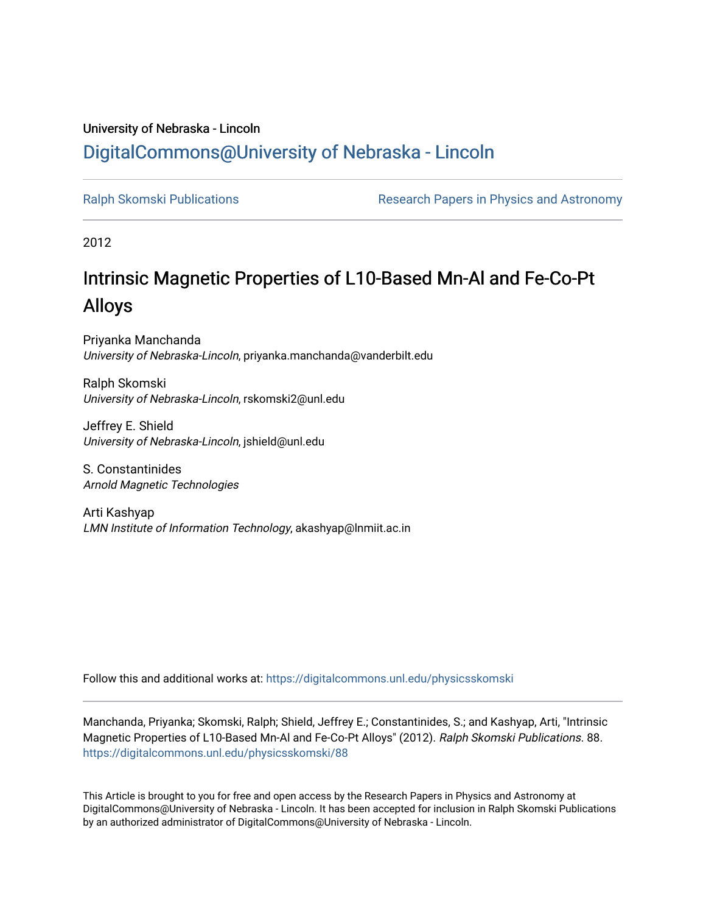University of Nebraska - Lincoln

## DigitalCommons@University of Nebraska - Lincoln

Ralph Skomski Publications

Research Papers in Physics and Astronomy

2012

# Intrinsic Magnetic Properties of L10-Based Mn-Al and Fe-Co-Pt Alloys

Priyanka Manchanda
*University of Nebraska-Lincoln*, priyanka.manchanda@vanderbilt.edu

Ralph Skomski
*University of Nebraska-Lincoln*, rskomski2@unl.edu

Jeffrey E. Shield
*University of Nebraska-Lincoln*, jshield@unl.edu

S. Constantinides
*Arnold Magnetic Technologies*

Arti Kashyap
*LMN Institute of Information Technology*, akashyap@lnmiit.ac.in

Follow this and additional works at: https://digitalcommons.unl.edu/physicsskomski

Manchanda, Priyanka; Skomski, Ralph; Shield, Jeffrey E.; Constantinides, S.; and Kashyap, Arti, "Intrinsic Magnetic Properties of L10-Based Mn-Al and Fe-Co-Pt Alloys" (2012). *Ralph Skomski Publications*. 88.
https://digitalcommons.unl.edu/physicsskomski/88

This Article is brought to you for free and open access by the Research Papers in Physics and Astronomy at DigitalCommons@University of Nebraska - Lincoln. It has been accepted for inclusion in Ralph Skomski Publications by an authorized administrator of DigitalCommons@University of Nebraska - Lincoln.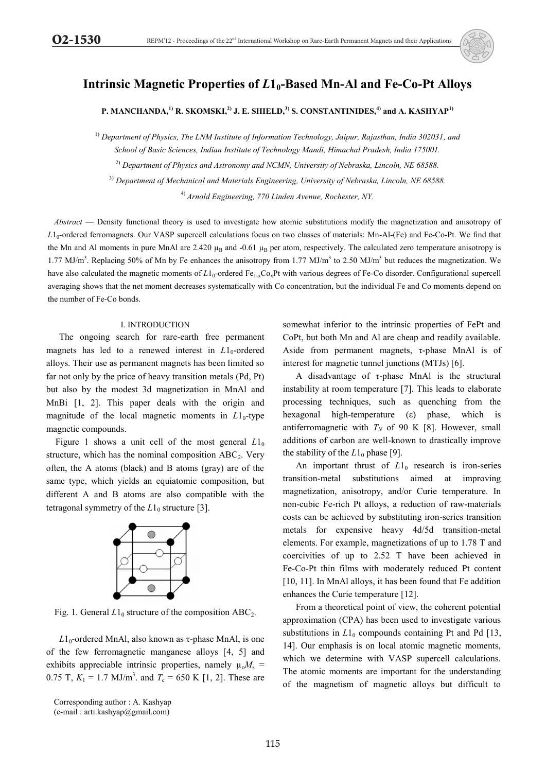# Intrinsic Magnetic Properties of $L1_0$-Based Mn-Al and Fe-Co-Pt Alloys

**P. MANCHANDA,[1] R. SKOMSKI,[2] J. E. SHIELD,[3] S. CONSTANTINIDES,[4] and A. KASHYAP[1]**

[1] *Department of Physics, The LNM Institute of Information Technology, Jaipur, Rajasthan, India 302031, and School of Basic Sciences, Indian Institute of Technology Mandi, Himachal Pradesh, India 175001.*

[2] *Department of Physics and Astronomy and NCMN, University of Nebraska, Lincoln, NE 68588.*

[3] *Department of Mechanical and Materials Engineering, University of Nebraska, Lincoln, NE 68588.*

[4] *Arnold Engineering, 770 Linden Avenue, Rochester, NY.*

*Abstract* — Density functional theory is used to investigate how atomic substitutions modify the magnetization and anisotropy of $L1_0$-ordered ferromagnets. Our VASP supercell calculations focus on two classes of materials: Mn-Al-(Fe) and Fe-Co-Pt. We find that the Mn and Al moments in pure MnAl are 2.420 $\mu_B$ and -0.61 $\mu_B$ per atom, respectively. The calculated zero temperature anisotropy is 1.77 MJ/m$^3$. Replacing 50% of Mn by Fe enhances the anisotropy from 1.77 MJ/m$^3$ to 2.50 MJ/m$^3$ but reduces the magnetization. We have also calculated the magnetic moments of $L1_0$-ordered $Fe_{1-x}Co_xPt$ with various degrees of Fe-Co disorder. Configurational supercell averaging shows that the net moment decreases systematically with Co concentration, but the individual Fe and Co moments depend on the number of Fe-Co bonds.

## I. INTRODUCTION

The ongoing search for rare-earth free permanent magnets has led to a renewed interest in $L1_0$-ordered alloys. Their use as permanent magnets has been limited so far not only by the price of heavy transition metals (Pd, Pt) but also by the modest 3d magnetization in MnAl and MnBi [1, 2]. This paper deals with the origin and magnitude of the local magnetic moments in $L1_0$-type magnetic compounds.

Figure 1 shows a unit cell of the most general $L1_0$ structure, which has the nominal composition $ABC_2$. Very often, the A atoms (black) and B atoms (gray) are of the same type, which yields an equiatomic composition, but different A and B atoms are also compatible with the tetragonal symmetry of the $L1_0$ structure [3].

Fig. 1. General $L1_0$ structure of the composition $ABC_2$.

$L1_0$-ordered MnAl, also known as τ-phase MnAl, is one of the few ferromagnetic manganese alloys [4, 5] and exhibits appreciable intrinsic properties, namely $\mu_o M_s$ = 0.75 T, $K_1$ = 1.7 MJ/m$^3$. and $T_c$ = 650 K [1, 2]. These are somewhat inferior to the intrinsic properties of FePt and CoPt, but both Mn and Al are cheap and readily available. Aside from permanent magnets, τ-phase MnAl is of interest for magnetic tunnel junctions (MTJs) [6].

A disadvantage of τ-phase MnAl is the structural instability at room temperature [7]. This leads to elaborate processing techniques, such as quenching from the hexagonal high-temperature (ε) phase, which is antiferromagnetic with $T_N$ of 90 K [8]. However, small additions of carbon are well-known to drastically improve the stability of the $L1_0$ phase [9].

An important thrust of $L1_0$ research is iron-series transition-metal substitutions aimed at improving magnetization, anisotropy, and/or Curie temperature. In non-cubic Fe-rich Pt alloys, a reduction of raw-materials costs can be achieved by substituting iron-series transition metals for expensive heavy 4d/5d transition-metal elements. For example, magnetizations of up to 1.78 T and coercivities of up to 2.52 T have been achieved in Fe-Co-Pt thin films with moderately reduced Pt content [10, 11]. In MnAl alloys, it has been found that Fe addition enhances the Curie temperature [12].

From a theoretical point of view, the coherent potential approximation (CPA) has been used to investigate various substitutions in $L1_0$ compounds containing Pt and Pd [13, 14]. Our emphasis is on local atomic magnetic moments, which we determine with VASP supercell calculations. The atomic moments are important for the understanding of the magnetism of magnetic alloys but difficult to

Corresponding author : A. Kashyap
(e-mail : arti.kashyap@gmail.com)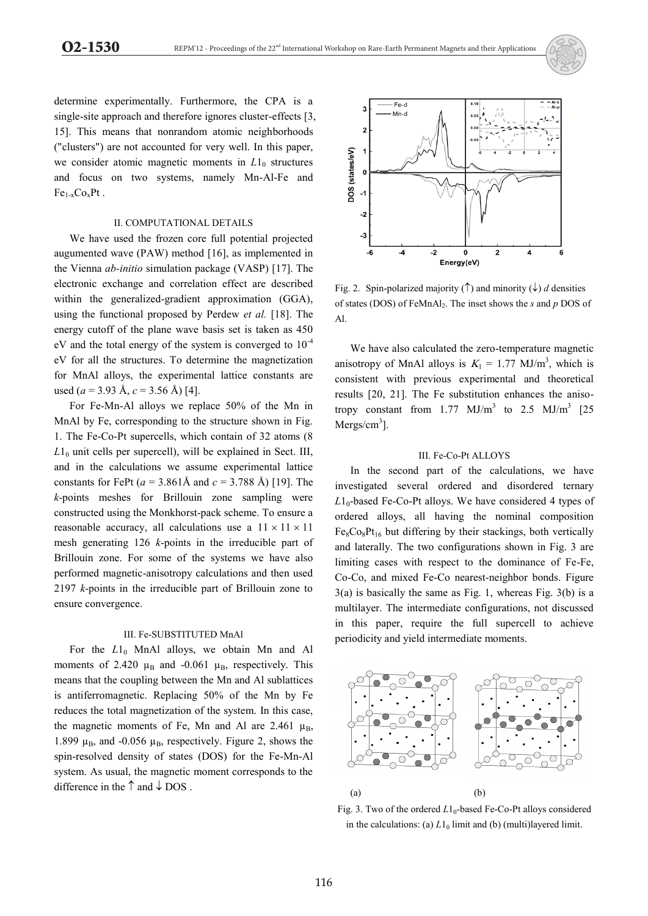determine experimentally. Furthermore, the CPA is a single-site approach and therefore ignores cluster-effects [3, 15]. This means that nonrandom atomic neighborhoods ("clusters") are not accounted for very well. In this paper, we consider atomic magnetic moments in $L1_0$ structures and focus on two systems, namely Mn-Al-Fe and $Fe_{1-x}Co_xPt$ .

## II. COMPUTATIONAL DETAILS

We have used the frozen core full potential projected augumented wave (PAW) method [16], as implemented in the Vienna *ab-initio* simulation package (VASP) [17]. The electronic exchange and correlation effect are described within the generalized-gradient approximation (GGA), using the functional proposed by Perdew *et al.* [18]. The energy cutoff of the plane wave basis set is taken as 450 eV and the total energy of the system is converged to $10^{-4}$ eV for all the structures. To determine the magnetization for MnAl alloys, the experimental lattice constants are used ($a$ = 3.93 Å, $c$ = 3.56 Å) [4].

For Fe-Mn-Al alloys we replace 50% of the Mn in MnAl by Fe, corresponding to the structure shown in Fig. 1. The Fe-Co-Pt supercells, which contain of 32 atoms (8 $L1_0$ unit cells per supercell), will be explained in Sect. III, and in the calculations we assume experimental lattice constants for FePt ($a$ = 3.861Å and $c$ = 3.788 Å) [19]. The $k$-points meshes for Brillouin zone sampling were constructed using the Monkhorst-pack scheme. To ensure a reasonable accuracy, all calculations use a $11 \times 11 \times 11$ mesh generating 126 $k$-points in the irreducible part of Brillouin zone. For some of the systems we have also performed magnetic-anisotropy calculations and then used 2197 $k$-points in the irreducible part of Brillouin zone to ensure convergence.

## III. Fe-SUBSTITUTED MnAl

For the $L1_0$ MnAl alloys, we obtain Mn and Al moments of 2.420 $\mu_B$ and -0.061 $\mu_B$, respectively. This means that the coupling between the Mn and Al sublattices is antiferromagnetic. Replacing 50% of the Mn by Fe reduces the total magnetization of the system. In this case, the magnetic moments of Fe, Mn and Al are 2.461 $\mu_B$, 1.899 $\mu_B$, and -0.056 $\mu_B$, respectively. Figure 2, shows the spin-resolved density of states (DOS) for the Fe-Mn-Al system. As usual, the magnetic moment corresponds to the difference in the ↑ and ↓ DOS .

Fig. 2. Spin-polarized majority (↑) and minority (↓) $d$ densities of states (DOS) of $FeMnAl_2$. The inset shows the $s$ and $p$ DOS of Al.

We have also calculated the zero-temperature magnetic anisotropy of MnAl alloys is $K_1$ = 1.77 MJ/m$^3$, which is consistent with previous experimental and theoretical results [20, 21]. The Fe substitution enhances the anisotropy constant from 1.77 MJ/m$^3$ to 2.5 MJ/m$^3$ [25 Mergs/cm$^3$].

## III. Fe-Co-Pt ALLOYS

In the second part of the calculations, we have investigated several ordered and disordered ternary $L1_0$-based Fe-Co-Pt alloys. We have considered 4 types of ordered alloys, all having the nominal composition $Fe_8Co_8Pt_{16}$ but differing by their stackings, both vertically and laterally. The two configurations shown in Fig. 3 are limiting cases with respect to the dominance of Fe-Fe, Co-Co, and mixed Fe-Co nearest-neighbor bonds. Figure 3(a) is basically the same as Fig. 1, whereas Fig. 3(b) is a multilayer. The intermediate configurations, not discussed in this paper, require the full supercell to achieve periodicity and yield intermediate moments.

Fig. 3. Two of the ordered $L1_0$-based Fe-Co-Pt alloys considered in the calculations: (a) $L1_0$ limit and (b) (multi)layered limit.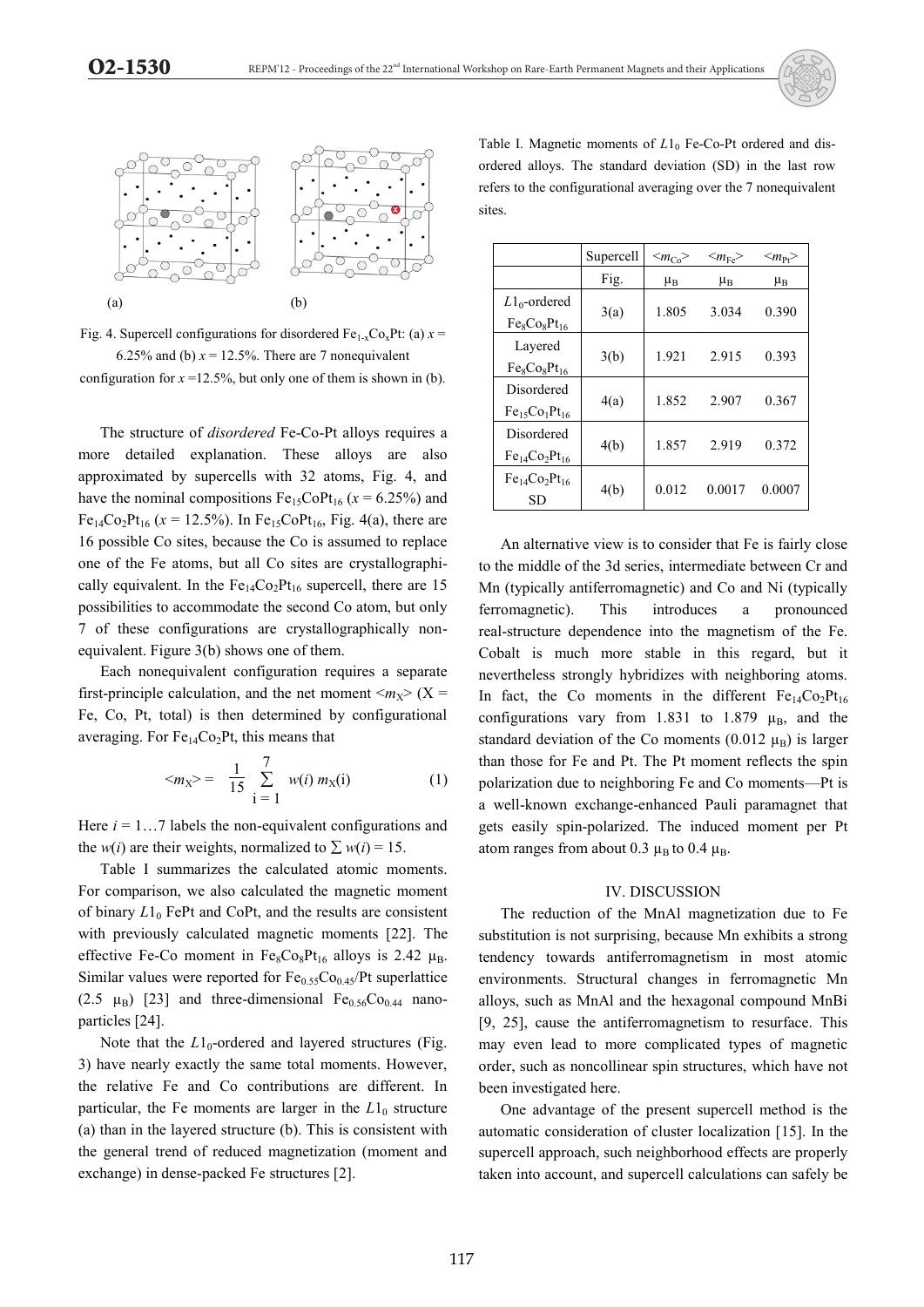(a) (b)

Fig. 4. Supercell configurations for disordered $Fe_{1-x}Co_xPt$: (a) $x$ = 6.25% and (b) $x$ = 12.5%. There are 7 nonequivalent configuration for $x$ =12.5%, but only one of them is shown in (b).

The structure of *disordered* Fe-Co-Pt alloys requires a more detailed explanation. These alloys are also approximated by supercells with 32 atoms, Fig. 4, and have the nominal compositions $Fe_{15}CoPt_{16}$ ($x$ = 6.25%) and $Fe_{14}Co_2Pt_{16}$ ($x$ = 12.5%). In $Fe_{15}CoPt_{16}$, Fig. 4(a), there are 16 possible Co sites, because the Co is assumed to replace one of the Fe atoms, but all Co sites are crystallographically equivalent. In the $Fe_{14}Co_2Pt_{16}$ supercell, there are 15 possibilities to accommodate the second Co atom, but only 7 of these configurations are crystallographically nonequivalent. Figure 3(b) shows one of them.

Each nonequivalent configuration requires a separate first-principle calculation, and the net moment $<m_X>$ (X = Fe, Co, Pt, total) is then determined by configurational averaging. For $Fe_{14}Co_2Pt$, this means that

$$<m_X> = \frac{1}{15} \sum_{i=1}^{7} w(i)\, m_X(i) \qquad (1)$$

Here $i = 1 \ldots 7$ labels the non-equivalent configurations and the $w(i)$ are their weights, normalized to $\sum w(i) = 15$.

Table I summarizes the calculated atomic moments. For comparison, we also calculated the magnetic moment of binary $L1_0$ FePt and CoPt, and the results are consistent with previously calculated magnetic moments [22]. The effective Fe-Co moment in $Fe_8Co_8Pt_{16}$ alloys is 2.42 $\mu_B$. Similar values were reported for $Fe_{0.55}Co_{0.45}$/Pt superlattice (2.5 $\mu_B$) [23] and three-dimensional $Fe_{0.56}Co_{0.44}$ nanoparticles [24].

Note that the $L1_0$-ordered and layered structures (Fig. 3) have nearly exactly the same total moments. However, the relative Fe and Co contributions are different. In particular, the Fe moments are larger in the $L1_0$ structure (a) than in the layered structure (b). This is consistent with the general trend of reduced magnetization (moment and exchange) in dense-packed Fe structures [2].

Table I. Magnetic moments of $L1_0$ Fe-Co-Pt ordered and disordered alloys. The standard deviation (SD) in the last row refers to the configurational averaging over the 7 nonequivalent sites.

| | Supercell | $<m_{Co}>$ | $<m_{Fe}>$ | $<m_{Pt}>$ |
|---|---|---|---|---|
| | Fig. | $\mu_B$ | $\mu_B$ | $\mu_B$ |
| $L1_0$-ordered $Fe_8Co_8Pt_{16}$ | 3(a) | 1.805 | 3.034 | 0.390 |
| Layered $Fe_8Co_8Pt_{16}$ | 3(b) | 1.921 | 2.915 | 0.393 |
| Disordered $Fe_{15}Co_1Pt_{16}$ | 4(a) | 1.852 | 2.907 | 0.367 |
| Disordered $Fe_{14}Co_2Pt_{16}$ | 4(b) | 1.857 | 2.919 | 0.372 |
| $Fe_{14}Co_2Pt_{16}$ SD | 4(b) | 0.012 | 0.0017 | 0.0007 |

An alternative view is to consider that Fe is fairly close to the middle of the 3d series, intermediate between Cr and Mn (typically antiferromagnetic) and Co and Ni (typically ferromagnetic). This introduces a pronounced real-structure dependence into the magnetism of the Fe. Cobalt is much more stable in this regard, but it nevertheless strongly hybridizes with neighboring atoms. In fact, the Co moments in the different $Fe_{14}Co_2Pt_{16}$ configurations vary from 1.831 to 1.879 $\mu_B$, and the standard deviation of the Co moments (0.012 $\mu_B$) is larger than those for Fe and Pt. The Pt moment reflects the spin polarization due to neighboring Fe and Co moments—Pt is a well-known exchange-enhanced Pauli paramagnet that gets easily spin-polarized. The induced moment per Pt atom ranges from about 0.3 $\mu_B$ to 0.4 $\mu_B$.

## IV. DISCUSSION

The reduction of the MnAl magnetization due to Fe substitution is not surprising, because Mn exhibits a strong tendency towards antiferromagnetism in most atomic environments. Structural changes in ferromagnetic Mn alloys, such as MnAl and the hexagonal compound MnBi [9, 25], cause the antiferromagnetism to resurface. This may even lead to more complicated types of magnetic order, such as noncollinear spin structures, which have not been investigated here.

One advantage of the present supercell method is the automatic consideration of cluster localization [15]. In the supercell approach, such neighborhood effects are properly taken into account, and supercell calculations can safely be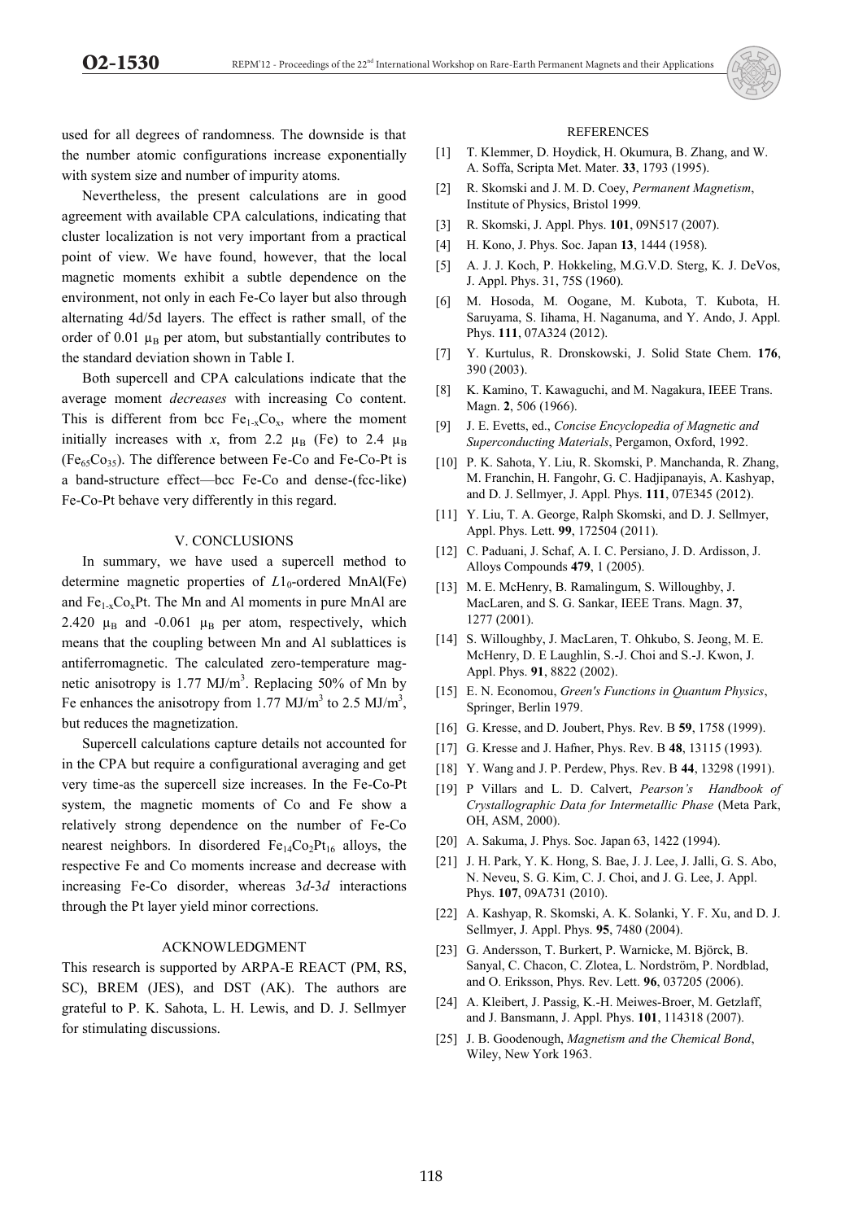used for all degrees of randomness. The downside is that the number atomic configurations increase exponentially with system size and number of impurity atoms.

Nevertheless, the present calculations are in good agreement with available CPA calculations, indicating that cluster localization is not very important from a practical point of view. We have found, however, that the local magnetic moments exhibit a subtle dependence on the environment, not only in each Fe-Co layer but also through alternating 4d/5d layers. The effect is rather small, of the order of 0.01 $\mu_B$ per atom, but substantially contributes to the standard deviation shown in Table I.

Both supercell and CPA calculations indicate that the average moment *decreases* with increasing Co content. This is different from bcc $Fe_{1-x}Co_x$, where the moment initially increases with $x$, from 2.2 $\mu_B$ (Fe) to 2.4 $\mu_B$ ($Fe_{65}Co_{35}$). The difference between Fe-Co and Fe-Co-Pt is a band-structure effect—bcc Fe-Co and dense-(fcc-like) Fe-Co-Pt behave very differently in this regard.

## V. CONCLUSIONS

In summary, we have used a supercell method to determine magnetic properties of $L1_0$-ordered MnAl(Fe) and $Fe_{1-x}Co_xPt$. The Mn and Al moments in pure MnAl are 2.420 $\mu_B$ and -0.061 $\mu_B$ per atom, respectively, which means that the coupling between Mn and Al sublattices is antiferromagnetic. The calculated zero-temperature magnetic anisotropy is 1.77 $MJ/m^3$. Replacing 50% of Mn by Fe enhances the anisotropy from 1.77 $MJ/m^3$ to 2.5 $MJ/m^3$, but reduces the magnetization.

Supercell calculations capture details not accounted for in the CPA but require a configurational averaging and get very time-as the supercell size increases. In the Fe-Co-Pt system, the magnetic moments of Co and Fe show a relatively strong dependence on the number of Fe-Co nearest neighbors. In disordered $Fe_{14}Co_2Pt_{16}$ alloys, the respective Fe and Co moments increase and decrease with increasing Fe-Co disorder, whereas 3*d*-3*d* interactions through the Pt layer yield minor corrections.

## ACKNOWLEDGMENT

This research is supported by ARPA-E REACT (PM, RS, SC), BREM (JES), and DST (AK). The authors are grateful to P. K. Sahota, L. H. Lewis, and D. J. Sellmyer for stimulating discussions.

## REFERENCES

[1] T. Klemmer, D. Hoydick, H. Okumura, B. Zhang, and W. A. Soffa, Scripta Met. Mater. **33**, 1793 (1995).

[2] R. Skomski and J. M. D. Coey, *Permanent Magnetism*, Institute of Physics, Bristol 1999.

[3] R. Skomski, J. Appl. Phys. **101**, 09N517 (2007).

[4] H. Kono, J. Phys. Soc. Japan **13**, 1444 (1958).

[5] A. J. J. Koch, P. Hokkeling, M.G.V.D. Sterg, K. J. DeVos, J. Appl. Phys. 31, 75S (1960).

[6] M. Hosoda, M. Oogane, M. Kubota, T. Kubota, H. Saruyama, S. Iihama, H. Naganuma, and Y. Ando, J. Appl. Phys. **111**, 07A324 (2012).

[7] Y. Kurtulus, R. Dronskowski, J. Solid State Chem. **176**, 390 (2003).

[8] K. Kamino, T. Kawaguchi, and M. Nagakura, IEEE Trans. Magn. **2**, 506 (1966).

[9] J. E. Evetts, ed., *Concise Encyclopedia of Magnetic and Superconducting Materials*, Pergamon, Oxford, 1992.

[10] P. K. Sahota, Y. Liu, R. Skomski, P. Manchanda, R. Zhang, M. Franchin, H. Fangohr, G. C. Hadjipanayis, A. Kashyap, and D. J. Sellmyer, J. Appl. Phys. **111**, 07E345 (2012).

[11] Y. Liu, T. A. George, Ralph Skomski, and D. J. Sellmyer, Appl. Phys. Lett. **99**, 172504 (2011).

[12] C. Paduani, J. Schaf, A. I. C. Persiano, J. D. Ardisson, J. Alloys Compounds **479**, 1 (2005).

[13] M. E. McHenry, B. Ramalingum, S. Willoughby, J. MacLaren, and S. G. Sankar, IEEE Trans. Magn. **37**, 1277 (2001).

[14] S. Willoughby, J. MacLaren, T. Ohkubo, S. Jeong, M. E. McHenry, D. E Laughlin, S.-J. Choi and S.-J. Kwon, J. Appl. Phys. **91**, 8822 (2002).

[15] E. N. Economou, *Green's Functions in Quantum Physics*, Springer, Berlin 1979.

[16] G. Kresse, and D. Joubert, Phys. Rev. B **59**, 1758 (1999).

[17] G. Kresse and J. Hafner, Phys. Rev. B **48**, 13115 (1993).

[18] Y. Wang and J. P. Perdew, Phys. Rev. B **44**, 13298 (1991).

[19] P Villars and L. D. Calvert, *Pearson's Handbook of Crystallographic Data for Intermetallic Phase* (Meta Park, OH, ASM, 2000).

[20] A. Sakuma, J. Phys. Soc. Japan 63, 1422 (1994).

[21] J. H. Park, Y. K. Hong, S. Bae, J. J. Lee, J. Jalli, G. S. Abo, N. Neveu, S. G. Kim, C. J. Choi, and J. G. Lee, J. Appl. Phys. **107**, 09A731 (2010).

[22] A. Kashyap, R. Skomski, A. K. Solanki, Y. F. Xu, and D. J. Sellmyer, J. Appl. Phys. **95**, 7480 (2004).

[23] G. Andersson, T. Burkert, P. Warnicke, M. Björck, B. Sanyal, C. Chacon, C. Zlotea, L. Nordström, P. Nordblad, and O. Eriksson, Phys. Rev. Lett. **96**, 037205 (2006).

[24] A. Kleibert, J. Passig, K.-H. Meiwes-Broer, M. Getzlaff, and J. Bansmann, J. Appl. Phys. **101**, 114318 (2007).

[25] J. B. Goodenough, *Magnetism and the Chemical Bond*, Wiley, New York 1963.